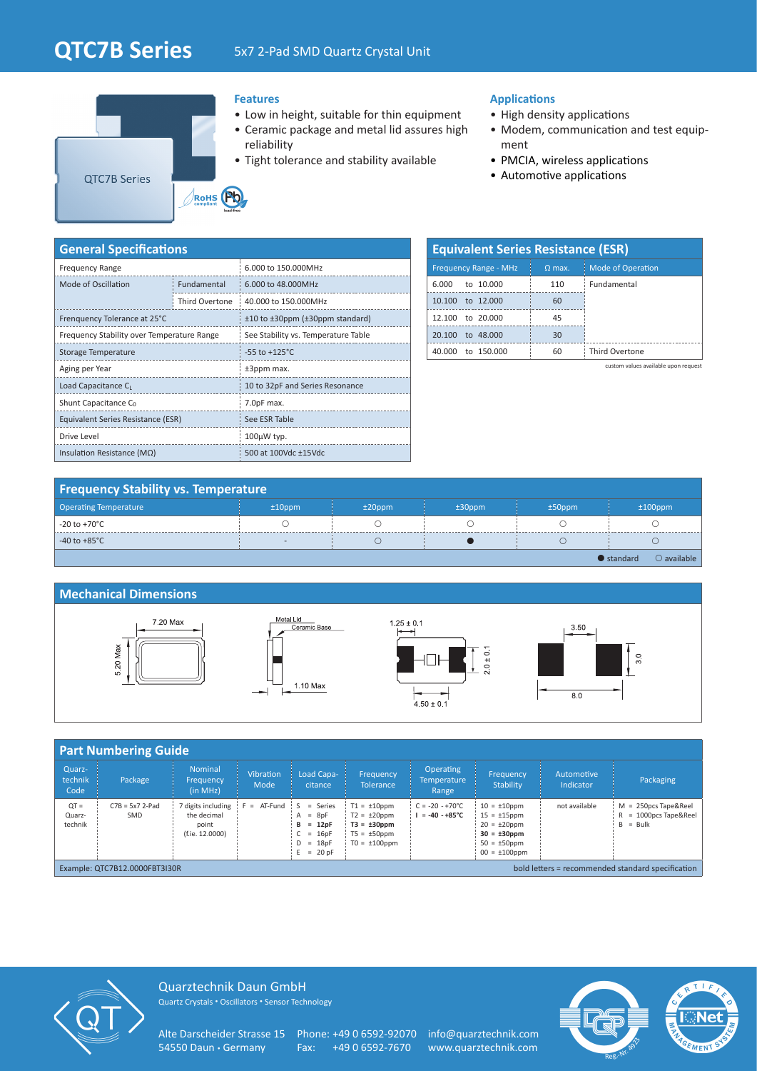# QTC7B Series

5x7 2-Pad SMD Quartz Crystal Unit

QTC7B Series

RoHS compliant · Pb lead-free

## Features

- Low in height, suitable for thin equipment
- Ceramic package and metal lid assures high reliability
- Tight tolerance and stability available

## Applications

- High density applications
- Modem, communication and test equipment
- PMCIA, wireless applications
- Automotive applications

## General Specifications

| Parameter | | Value |
|---|---|---|
| Frequency Range | | 6.000 to 150.000MHz |
| Mode of Oscillation | Fundamental | 6.000 to 48.000MHz |
| | Third Overtone | 40.000 to 150.000MHz |
| Frenquency Tolerance at 25°C | | ±10 to ±30ppm (±30ppm standard) |
| Frequency Stability over Temperature Range | | See Stability vs. Temperature Table |
| Storage Temperature | | -55 to +125°C |
| Aging per Year | | ±3ppm max. |
| Load Capacitance $C_L$ | | 10 to 32pF and Series Resonance |
| Shunt Capacitance $C_0$ | | 7.0pF max. |
| Equivalent Series Resistance (ESR) | | See ESR Table |
| Drive Level | | 100µW typ. |
| Insulation Resistance (MΩ) | | 500 at 100Vdc ±15Vdc |

## Equivalent Series Resistance (ESR)

| Frequency Range - MHz | Ω max. | Mode of Operation |
|---|---|---|
| 6.000 to 10.000 | 110 | Fundamental |
| 10.100 to 12.000 | 60 | |
| 12.100 to 20.000 | 45 | |
| 20.100 to 48.000 | 30 | |
| 40.000 to 150.000 | 60 | Third Overtone |

custom values available upon request

## Frequency Stability vs. Temperature

| Operating Temperature | ±10ppm | ±20ppm | ±30ppm | ±50ppm | ±100ppm |
|---|---|---|---|---|---|
| -20 to +70°C | ○ | ○ | ○ | ○ | ○ |
| -40 to +85°C | - | ○ | ● | ○ | ○ |

● standard ○ available

## Mechanical Dimensions

7.20 Max; 5.20 Max; Metal Lid; Ceramic Base; 1.10 Max; 1.25 ± 0.1; 2.0 ± 0.1; 4.50 ± 0.1; 3.50; 3.0; 8.0

## Part Numbering Guide

| Quarz-technik Code | Package | Nominal Frequency (in MHz) | Vibration Mode | Load Capacitance | Frequency Tolerance | Operating Temperature Range | Frequency Stability | Automotive Indicator | Packaging |
|---|---|---|---|---|---|---|---|---|---|
| QT = Quarz-technik | C7B = 5x7 2-Pad SMD | 7 digits including the decimal point (f.ie. 12.0000) | F = AT-Fund | S = Series<br>A = 8pF<br>**B = 12pF**<br>C = 16pF<br>D = 18pF<br>E = 20 pF | T1 = ±10ppm<br>T2 = ±20ppm<br>**T3 = ±30ppm**<br>T5 = ±50ppm<br>T0 = ±100ppm | C = -20 - +70°C<br>**I = -40 - +85°C** | 10 = ±10ppm<br>15 = ±15ppm<br>20 = ±20ppm<br>**30 = ±30ppm**<br>50 = ±50ppm<br>00 = ±100ppm | not available | M = 250pcs Tape&Reel<br>R = 1000pcs Tape&Reel<br>B = Bulk |

Example: QTC7B12.0000FBT3I30R

bold letters = recommended standard specification

Quarztechnik Daun GmbH
Quartz Crystals • Oscillators • Sensor Technology

Alte Darscheider Strasse 15
54550 Daun • Germany

Phone: +49 0 6592-92070
Fax: +49 0 6592-7670

info@quarztechnik.com
www.quarztechnik.com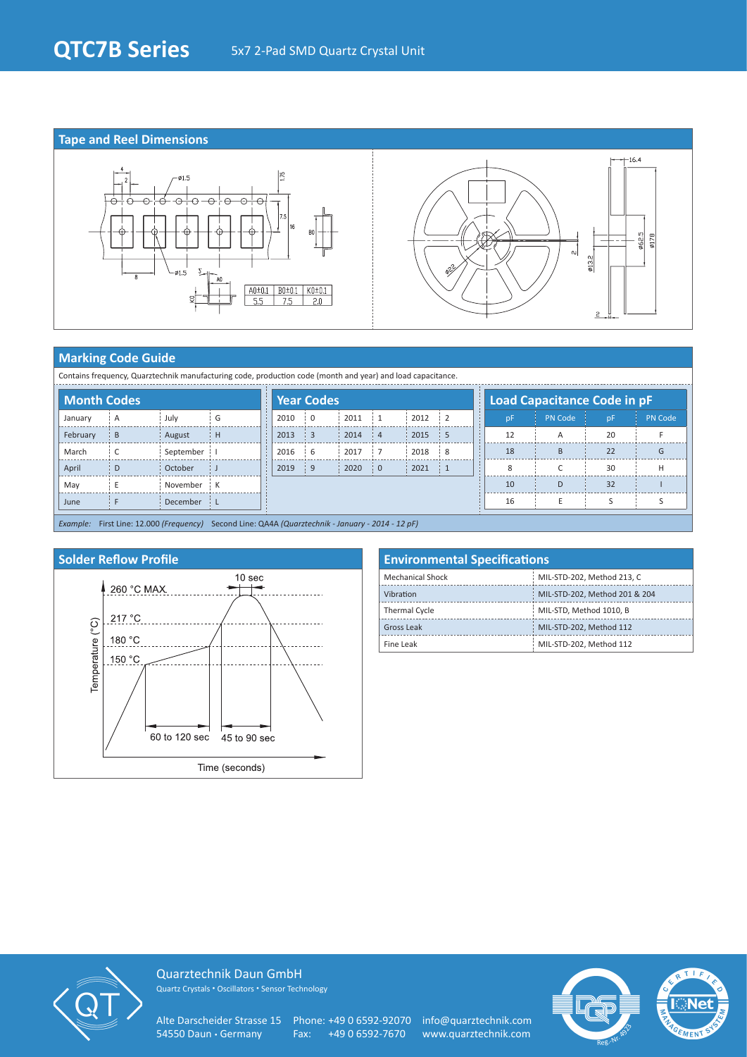# QTC7B Series

5x7 2-Pad SMD Quartz Crystal Unit

## Tape and Reel Dimensions

4
2
ø1.5
1.75
7.5
16
B0
8
ø1.5
A0
K0

| A0±0.1 | B0±0.1 | K0±0.1 |
|---|---|---|
| 5.5 | 7.5 | 2.0 |

16.4
ø62.5
ø178
ø13.2
2
ø22
12

## Marking Code Guide

Contains frequency, Quarztechnik manufacturing code, production code (month and year) and load capacitance.

### Month Codes

| | | | |
|---|---|---|---|
| January | A | July | G |
| February | B | August | H |
| March | C | September | I |
| April | D | October | J |
| May | E | November | K |
| June | F | December | L |

### Year Codes

| | | | | | |
|---|---|---|---|---|---|
| 2010 | 0 | 2011 | 1 | 2012 | 2 |
| 2013 | 3 | 2014 | 4 | 2015 | 5 |
| 2016 | 6 | 2017 | 7 | 2018 | 8 |
| 2019 | 9 | 2020 | 0 | 2021 | 1 |

### Load Capacitance Code in pF

| pF | PN Code | pF | PN Code |
|---|---|---|---|
| 12 | A | 20 | F |
| 18 | B | 22 | G |
| 8 | C | 30 | H |
| 10 | D | 32 | I |
| 16 | E | S | S |

*Example:* First Line: 12.000 *(Frequency)* Second Line: QA4A *(Quarztechnik - January - 2014 - 12 pF)*

## Solder Reflow Profile

10 sec
260 °C MAX.
217 °C
180 °C
150 °C
Temperature (°C)
60 to 120 sec
45 to 90 sec
Time (seconds)

## Environmental Specifications

| | |
|---|---|
| Mechanical Shock | MIL-STD-202, Method 213, C |
| Vibration | MIL-STD-202, Method 201 & 204 |
| Thermal Cycle | MIL-STD, Method 1010, B |
| Gross Leak | MIL-STD-202, Method 112 |
| Fine Leak | MIL-STD-202, Method 112 |

Quarztechnik Daun GmbH
Quartz Crystals • Oscillators • Sensor Technology

Alte Darscheider Strasse 15
54550 Daun • Germany

Phone: +49 0 6592-92070
Fax: +49 0 6592-7670

info@quarztechnik.com
www.quarztechnik.com